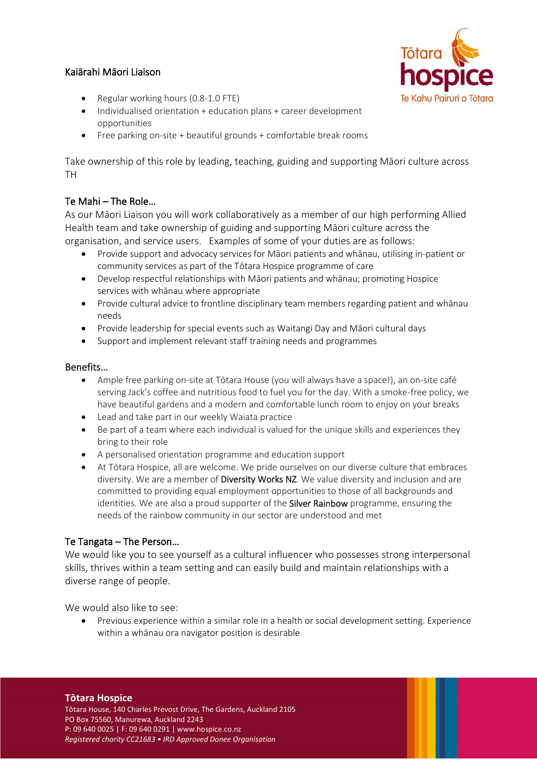# Kaiārahi Māori Liaison

- Regular working hours (0.8-1.0 FTE)
- Individualised orientation + education plans + career development opportunities
- Free parking on-site + beautiful grounds + comfortable break rooms

Take ownership of this role by leading, teaching, guiding and supporting Māori culture across TH

## Te Mahi – The Role…

As our Māori Liaison you will work collaboratively as a member of our high performing Allied Health team and take ownership of guiding and supporting Māori culture across the organisation, and service users. Examples of some of your duties are as follows:

- Provide support and advocacy services for Māori patients and whānau, utilising in-patient or community services as part of the Tōtara Hospice programme of care
- Develop respectful relationships with Māori patients and whānau; promoting Hospice services with whānau where appropriate
- Provide cultural advice to frontline disciplinary team members regarding patient and whānau needs
- Provide leadership for special events such as Waitangi Day and Māori cultural days
- Support and implement relevant staff training needs and programmes

## Benefits…

- Ample free parking on-site at Tōtara House (you will always have a space!), an on-site café serving Jack's coffee and nutritious food to fuel you for the day. With a smoke-free policy, we have beautiful gardens and a modern and comfortable lunch room to enjoy on your breaks
- Lead and take part in our weekly Waiata practice
- Be part of a team where each individual is valued for the unique skills and experiences they bring to their role
- A personalised orientation programme and education support
- At Tōtara Hospice, all are welcome. We pride ourselves on our diverse culture that embraces diversity. We are a member of **Diversity Works NZ**. We value diversity and inclusion and are committed to providing equal employment opportunities to those of all backgrounds and identities. We are also a proud supporter of the **Silver Rainbow** programme, ensuring the needs of the rainbow community in our sector are understood and met

## Te Tangata – The Person…

We would like you to see yourself as a cultural influencer who possesses strong interpersonal skills, thrives within a team setting and can easily build and maintain relationships with a diverse range of people.

We would also like to see:

- Previous experience within a similar role in a health or social development setting. Experience within a whānau ora navigator position is desirable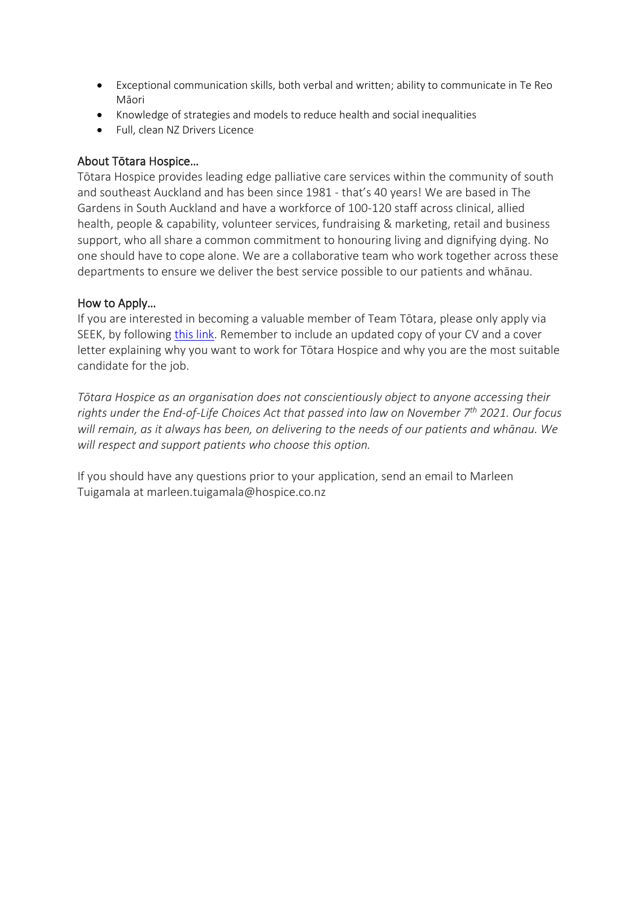- Exceptional communication skills, both verbal and written; ability to communicate in Te Reo Māori
- Knowledge of strategies and models to reduce health and social inequalities
- Full, clean NZ Drivers Licence

## About Tōtara Hospice…

Tōtara Hospice provides leading edge palliative care services within the community of south and southeast Auckland and has been since 1981 - that's 40 years! We are based in The Gardens in South Auckland and have a workforce of 100-120 staff across clinical, allied health, people & capability, volunteer services, fundraising & marketing, retail and business support, who all share a common commitment to honouring living and dignifying dying. No one should have to cope alone. We are a collaborative team who work together across these departments to ensure we deliver the best service possible to our patients and whānau.

## How to Apply…

If you are interested in becoming a valuable member of Team Tōtara, please only apply via SEEK, by following this link. Remember to include an updated copy of your CV and a cover letter explaining why you want to work for Tōtara Hospice and why you are the most suitable candidate for the job.

*Tōtara Hospice as an organisation does not conscientiously object to anyone accessing their rights under the End-of-Life Choices Act that passed into law on November 7th 2021. Our focus will remain, as it always has been, on delivering to the needs of our patients and whānau. We will respect and support patients who choose this option.*

If you should have any questions prior to your application, send an email to Marleen Tuigamala at marleen.tuigamala@hospice.co.nz